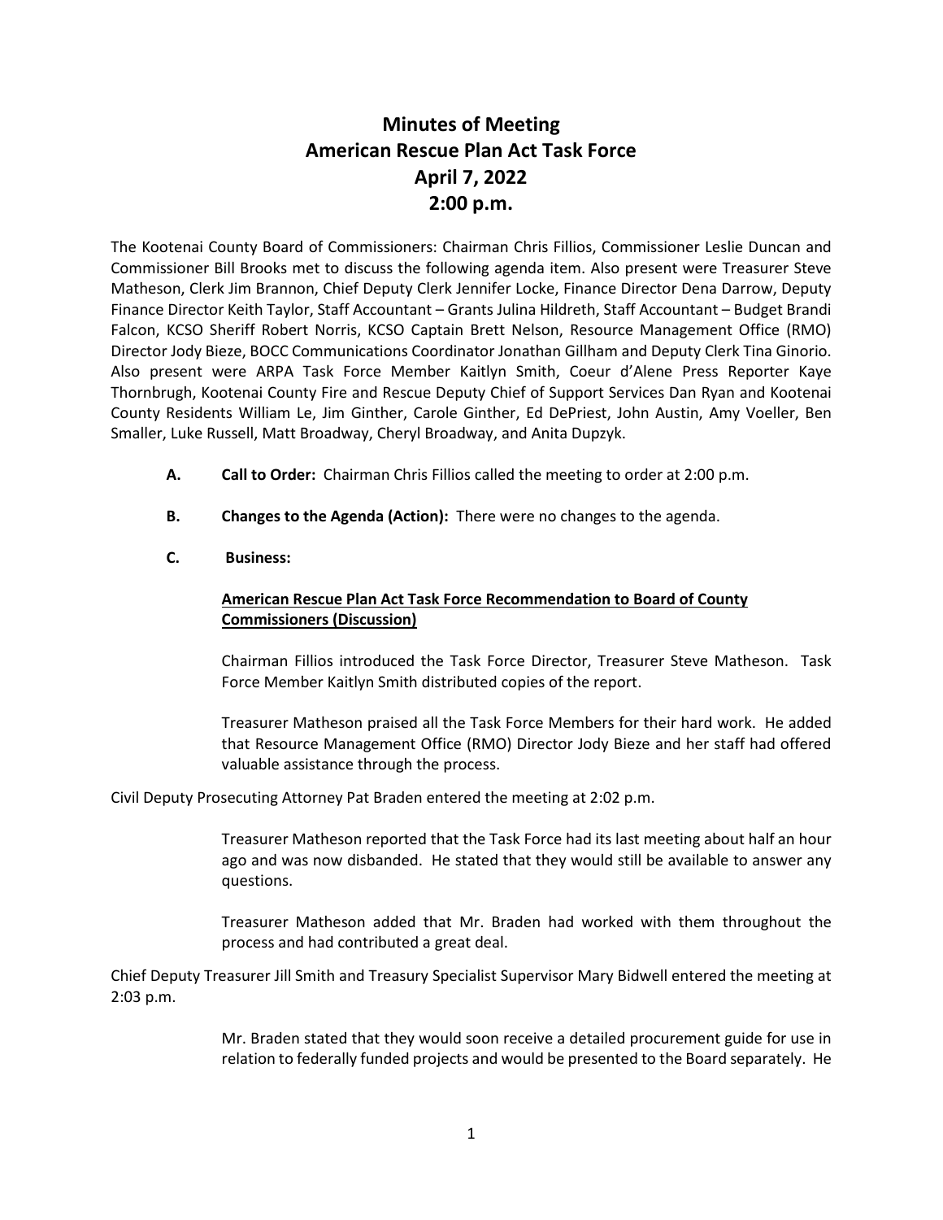# Minutes of Meeting
# American Rescue Plan Act Task Force
# April 7, 2022
# 2:00 p.m.

The Kootenai County Board of Commissioners: Chairman Chris Fillios, Commissioner Leslie Duncan and Commissioner Bill Brooks met to discuss the following agenda item. Also present were Treasurer Steve Matheson, Clerk Jim Brannon, Chief Deputy Clerk Jennifer Locke, Finance Director Dena Darrow, Deputy Finance Director Keith Taylor, Staff Accountant – Grants Julina Hildreth, Staff Accountant – Budget Brandi Falcon, KCSO Sheriff Robert Norris, KCSO Captain Brett Nelson, Resource Management Office (RMO) Director Jody Bieze, BOCC Communications Coordinator Jonathan Gillham and Deputy Clerk Tina Ginorio. Also present were ARPA Task Force Member Kaitlyn Smith, Coeur d'Alene Press Reporter Kaye Thornbrugh, Kootenai County Fire and Rescue Deputy Chief of Support Services Dan Ryan and Kootenai County Residents William Le, Jim Ginther, Carole Ginther, Ed DePriest, John Austin, Amy Voeller, Ben Smaller, Luke Russell, Matt Broadway, Cheryl Broadway, and Anita Dupzyk.

**A. Call to Order:** Chairman Chris Fillios called the meeting to order at 2:00 p.m.

**B. Changes to the Agenda (Action):** There were no changes to the agenda.

**C. Business:**

**American Rescue Plan Act Task Force Recommendation to Board of County Commissioners (Discussion)**

Chairman Fillios introduced the Task Force Director, Treasurer Steve Matheson. Task Force Member Kaitlyn Smith distributed copies of the report.

Treasurer Matheson praised all the Task Force Members for their hard work. He added that Resource Management Office (RMO) Director Jody Bieze and her staff had offered valuable assistance through the process.

Civil Deputy Prosecuting Attorney Pat Braden entered the meeting at 2:02 p.m.

Treasurer Matheson reported that the Task Force had its last meeting about half an hour ago and was now disbanded. He stated that they would still be available to answer any questions.

Treasurer Matheson added that Mr. Braden had worked with them throughout the process and had contributed a great deal.

Chief Deputy Treasurer Jill Smith and Treasury Specialist Supervisor Mary Bidwell entered the meeting at 2:03 p.m.

Mr. Braden stated that they would soon receive a detailed procurement guide for use in relation to federally funded projects and would be presented to the Board separately. He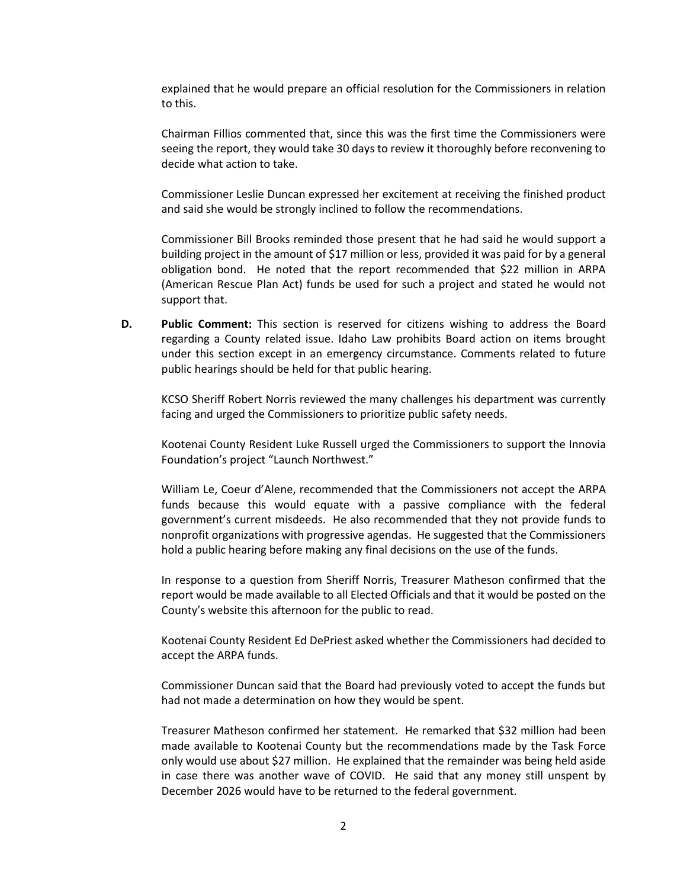explained that he would prepare an official resolution for the Commissioners in relation to this.

Chairman Fillios commented that, since this was the first time the Commissioners were seeing the report, they would take 30 days to review it thoroughly before reconvening to decide what action to take.

Commissioner Leslie Duncan expressed her excitement at receiving the finished product and said she would be strongly inclined to follow the recommendations.

Commissioner Bill Brooks reminded those present that he had said he would support a building project in the amount of $17 million or less, provided it was paid for by a general obligation bond. He noted that the report recommended that $22 million in ARPA (American Rescue Plan Act) funds be used for such a project and stated he would not support that.

**D. Public Comment:** This section is reserved for citizens wishing to address the Board regarding a County related issue. Idaho Law prohibits Board action on items brought under this section except in an emergency circumstance. Comments related to future public hearings should be held for that public hearing.

KCSO Sheriff Robert Norris reviewed the many challenges his department was currently facing and urged the Commissioners to prioritize public safety needs.

Kootenai County Resident Luke Russell urged the Commissioners to support the Innovia Foundation's project "Launch Northwest."

William Le, Coeur d'Alene, recommended that the Commissioners not accept the ARPA funds because this would equate with a passive compliance with the federal government's current misdeeds. He also recommended that they not provide funds to nonprofit organizations with progressive agendas. He suggested that the Commissioners hold a public hearing before making any final decisions on the use of the funds.

In response to a question from Sheriff Norris, Treasurer Matheson confirmed that the report would be made available to all Elected Officials and that it would be posted on the County's website this afternoon for the public to read.

Kootenai County Resident Ed DePriest asked whether the Commissioners had decided to accept the ARPA funds.

Commissioner Duncan said that the Board had previously voted to accept the funds but had not made a determination on how they would be spent.

Treasurer Matheson confirmed her statement. He remarked that $32 million had been made available to Kootenai County but the recommendations made by the Task Force only would use about $27 million. He explained that the remainder was being held aside in case there was another wave of COVID. He said that any money still unspent by December 2026 would have to be returned to the federal government.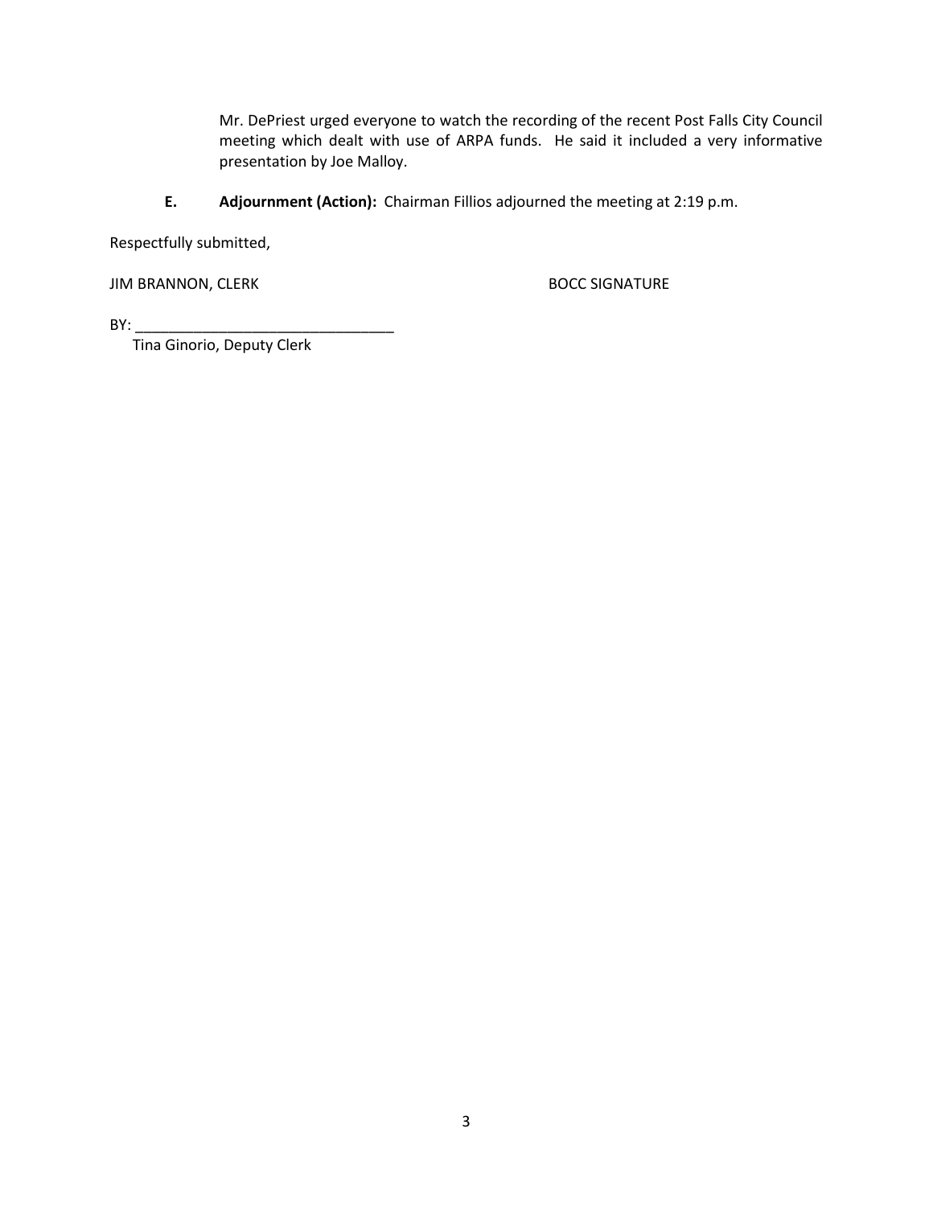Mr. DePriest urged everyone to watch the recording of the recent Post Falls City Council meeting which dealt with use of ARPA funds. He said it included a very informative presentation by Joe Malloy.

**E. Adjournment (Action):** Chairman Fillios adjourned the meeting at 2:19 p.m.

Respectfully submitted,

JIM BRANNON, CLERK BOCC SIGNATURE

BY: _______________________________
Tina Ginorio, Deputy Clerk